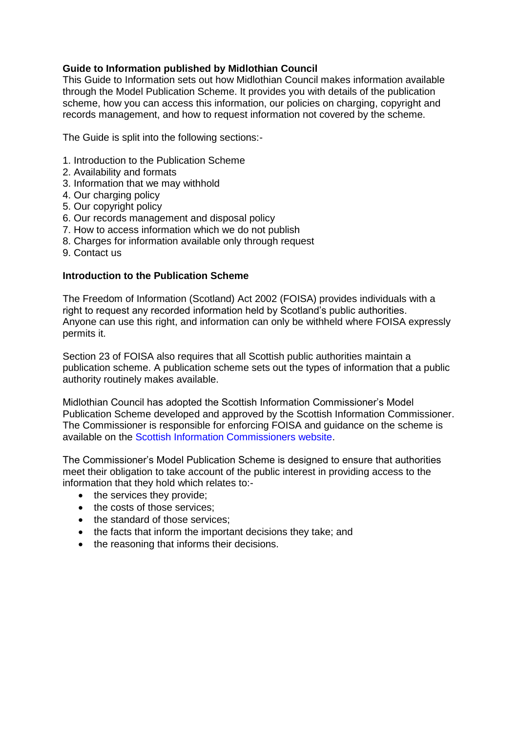## Guide to Information published by Midlothian Council

This Guide to Information sets out how Midlothian Council makes information available through the Model Publication Scheme. It provides you with details of the publication scheme, how you can access this information, our policies on charging, copyright and records management, and how to request information not covered by the scheme.

The Guide is split into the following sections:-

1. Introduction to the Publication Scheme
2. Availability and formats
3. Information that we may withhold
4. Our charging policy
5. Our copyright policy
6. Our records management and disposal policy
7. How to access information which we do not publish
8. Charges for information available only through request
9. Contact us

### Introduction to the Publication Scheme

The Freedom of Information (Scotland) Act 2002 (FOISA) provides individuals with a right to request any recorded information held by Scotland's public authorities. Anyone can use this right, and information can only be withheld where FOISA expressly permits it.

Section 23 of FOISA also requires that all Scottish public authorities maintain a publication scheme. A publication scheme sets out the types of information that a public authority routinely makes available.

Midlothian Council has adopted the Scottish Information Commissioner's Model Publication Scheme developed and approved by the Scottish Information Commissioner. The Commissioner is responsible for enforcing FOISA and guidance on the scheme is available on the Scottish Information Commissioners website.

The Commissioner's Model Publication Scheme is designed to ensure that authorities meet their obligation to take account of the public interest in providing access to the information that they hold which relates to:-

- the services they provide;
- the costs of those services;
- the standard of those services;
- the facts that inform the important decisions they take; and
- the reasoning that informs their decisions.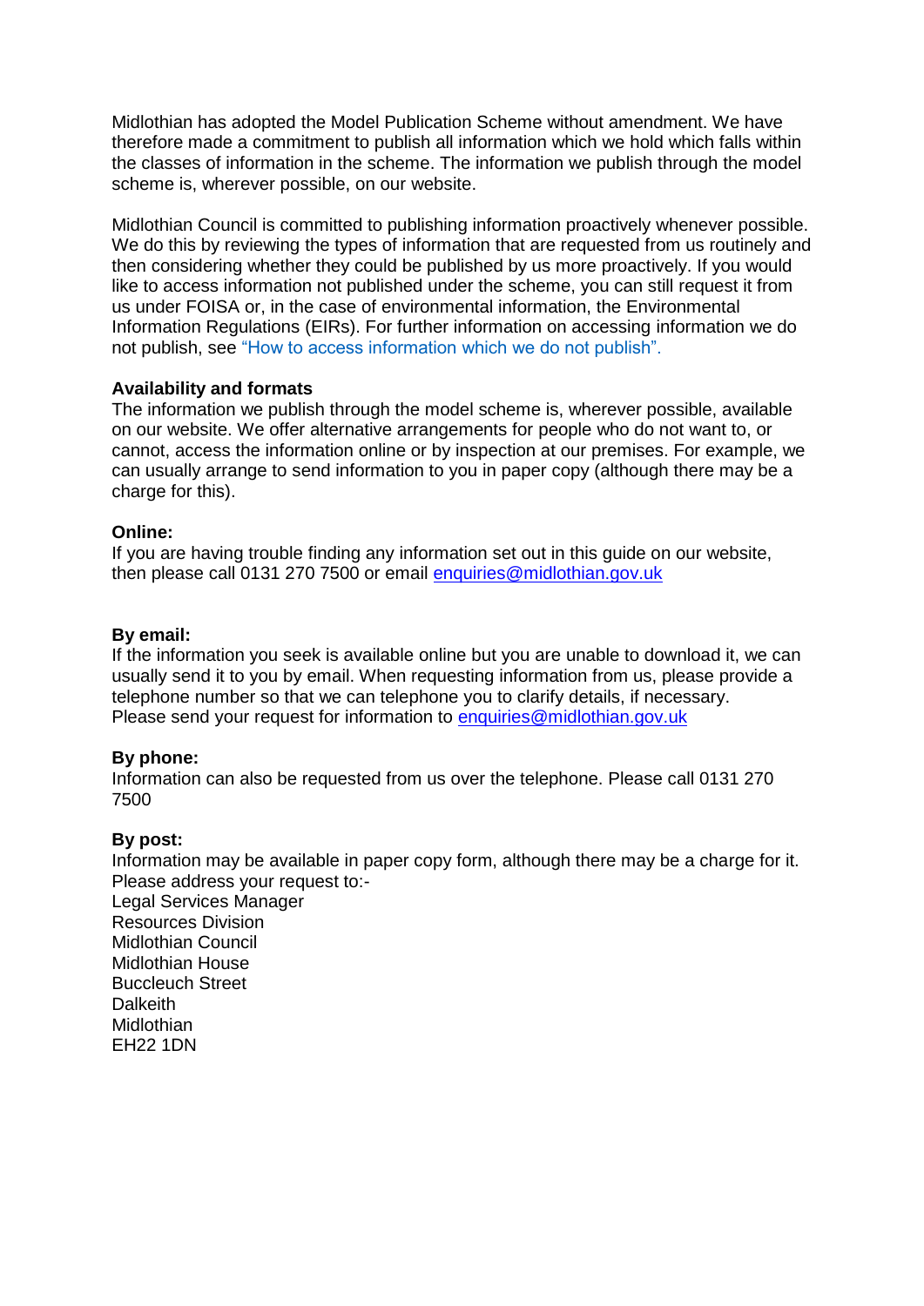Midlothian has adopted the Model Publication Scheme without amendment. We have therefore made a commitment to publish all information which we hold which falls within the classes of information in the scheme. The information we publish through the model scheme is, wherever possible, on our website.

Midlothian Council is committed to publishing information proactively whenever possible. We do this by reviewing the types of information that are requested from us routinely and then considering whether they could be published by us more proactively. If you would like to access information not published under the scheme, you can still request it from us under FOISA or, in the case of environmental information, the Environmental Information Regulations (EIRs). For further information on accessing information we do not publish, see "How to access information which we do not publish".

**Availability and formats**

The information we publish through the model scheme is, wherever possible, available on our website. We offer alternative arrangements for people who do not want to, or cannot, access the information online or by inspection at our premises. For example, we can usually arrange to send information to you in paper copy (although there may be a charge for this).

**Online:**

If you are having trouble finding any information set out in this guide on our website, then please call 0131 270 7500 or email enquiries@midlothian.gov.uk

**By email:**

If the information you seek is available online but you are unable to download it, we can usually send it to you by email. When requesting information from us, please provide a telephone number so that we can telephone you to clarify details, if necessary.
Please send your request for information to enquiries@midlothian.gov.uk

**By phone:**

Information can also be requested from us over the telephone. Please call 0131 270 7500

**By post:**

Information may be available in paper copy form, although there may be a charge for it.
Please address your request to:-
Legal Services Manager
Resources Division
Midlothian Council
Midlothian House
Buccleuch Street
Dalkeith
Midlothian
EH22 1DN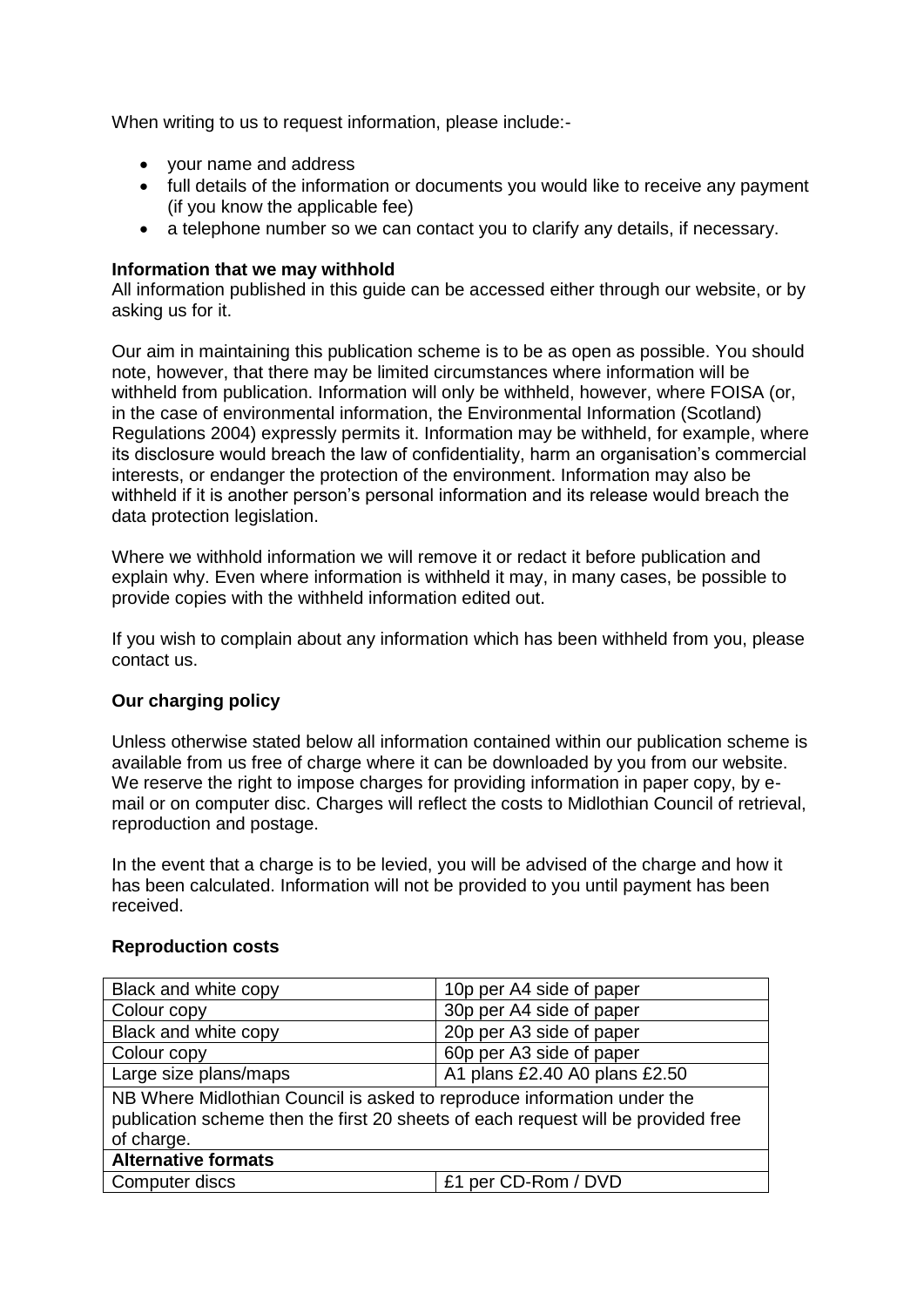When writing to us to request information, please include:-

- your name and address
- full details of the information or documents you would like to receive any payment (if you know the applicable fee)
- a telephone number so we can contact you to clarify any details, if necessary.

**Information that we may withhold**

All information published in this guide can be accessed either through our website, or by asking us for it.

Our aim in maintaining this publication scheme is to be as open as possible. You should note, however, that there may be limited circumstances where information will be withheld from publication. Information will only be withheld, however, where FOISA (or, in the case of environmental information, the Environmental Information (Scotland) Regulations 2004) expressly permits it. Information may be withheld, for example, where its disclosure would breach the law of confidentiality, harm an organisation's commercial interests, or endanger the protection of the environment. Information may also be withheld if it is another person's personal information and its release would breach the data protection legislation.

Where we withhold information we will remove it or redact it before publication and explain why. Even where information is withheld it may, in many cases, be possible to provide copies with the withheld information edited out.

If you wish to complain about any information which has been withheld from you, please contact us.

**Our charging policy**

Unless otherwise stated below all information contained within our publication scheme is available from us free of charge where it can be downloaded by you from our website. We reserve the right to impose charges for providing information in paper copy, by e-mail or on computer disc. Charges will reflect the costs to Midlothian Council of retrieval, reproduction and postage.

In the event that a charge is to be levied, you will be advised of the charge and how it has been calculated. Information will not be provided to you until payment has been received.

**Reproduction costs**

| | |
|---|---|
| Black and white copy | 10p per A4 side of paper |
| Colour copy | 30p per A4 side of paper |
| Black and white copy | 20p per A3 side of paper |
| Colour copy | 60p per A3 side of paper |
| Large size plans/maps | A1 plans £2.40 A0 plans £2.50 |
| NB Where Midlothian Council is asked to reproduce information under the publication scheme then the first 20 sheets of each request will be provided free of charge. | |
| **Alternative formats** | |
| Computer discs | £1 per CD-Rom / DVD |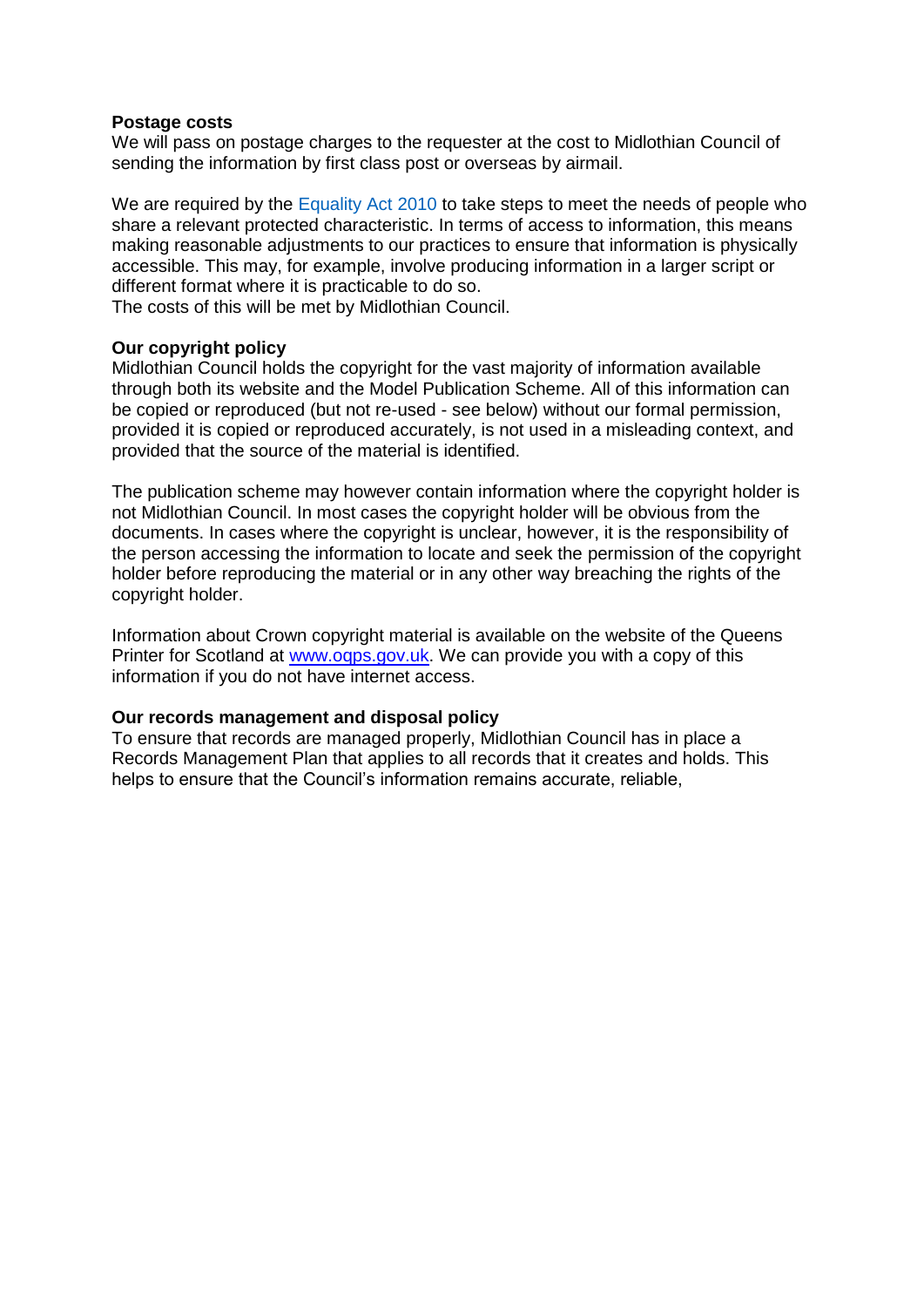**Postage costs**

We will pass on postage charges to the requester at the cost to Midlothian Council of sending the information by first class post or overseas by airmail.

We are required by the Equality Act 2010 to take steps to meet the needs of people who share a relevant protected characteristic. In terms of access to information, this means making reasonable adjustments to our practices to ensure that information is physically accessible. This may, for example, involve producing information in a larger script or different format where it is practicable to do so.
The costs of this will be met by Midlothian Council.

**Our copyright policy**

Midlothian Council holds the copyright for the vast majority of information available through both its website and the Model Publication Scheme. All of this information can be copied or reproduced (but not re-used - see below) without our formal permission, provided it is copied or reproduced accurately, is not used in a misleading context, and provided that the source of the material is identified.

The publication scheme may however contain information where the copyright holder is not Midlothian Council. In most cases the copyright holder will be obvious from the documents. In cases where the copyright is unclear, however, it is the responsibility of the person accessing the information to locate and seek the permission of the copyright holder before reproducing the material or in any other way breaching the rights of the copyright holder.

Information about Crown copyright material is available on the website of the Queens Printer for Scotland at [www.oqps.gov.uk](http://www.oqps.gov.uk). We can provide you with a copy of this information if you do not have internet access.

**Our records management and disposal policy**

To ensure that records are managed properly, Midlothian Council has in place a Records Management Plan that applies to all records that it creates and holds. This helps to ensure that the Council's information remains accurate, reliable,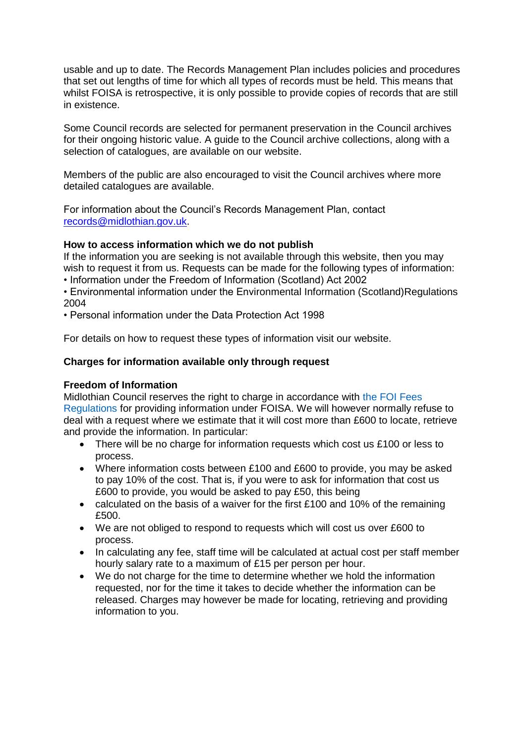usable and up to date. The Records Management Plan includes policies and procedures that set out lengths of time for which all types of records must be held. This means that whilst FOISA is retrospective, it is only possible to provide copies of records that are still in existence.

Some Council records are selected for permanent preservation in the Council archives for their ongoing historic value. A guide to the Council archive collections, along with a selection of catalogues, are available on our website.

Members of the public are also encouraged to visit the Council archives where more detailed catalogues are available.

For information about the Council's Records Management Plan, contact records@midlothian.gov.uk.

**How to access information which we do not publish**

If the information you are seeking is not available through this website, then you may wish to request it from us. Requests can be made for the following types of information:

- Information under the Freedom of Information (Scotland) Act 2002
- Environmental information under the Environmental Information (Scotland)Regulations 2004
- Personal information under the Data Protection Act 1998

For details on how to request these types of information visit our website.

**Charges for information available only through request**

**Freedom of Information**

Midlothian Council reserves the right to charge in accordance with the FOI Fees Regulations for providing information under FOISA. We will however normally refuse to deal with a request where we estimate that it will cost more than £600 to locate, retrieve and provide the information. In particular:

- There will be no charge for information requests which cost us £100 or less to process.
- Where information costs between £100 and £600 to provide, you may be asked to pay 10% of the cost. That is, if you were to ask for information that cost us £600 to provide, you would be asked to pay £50, this being
- calculated on the basis of a waiver for the first £100 and 10% of the remaining £500.
- We are not obliged to respond to requests which will cost us over £600 to process.
- In calculating any fee, staff time will be calculated at actual cost per staff member hourly salary rate to a maximum of £15 per person per hour.
- We do not charge for the time to determine whether we hold the information requested, nor for the time it takes to decide whether the information can be released. Charges may however be made for locating, retrieving and providing information to you.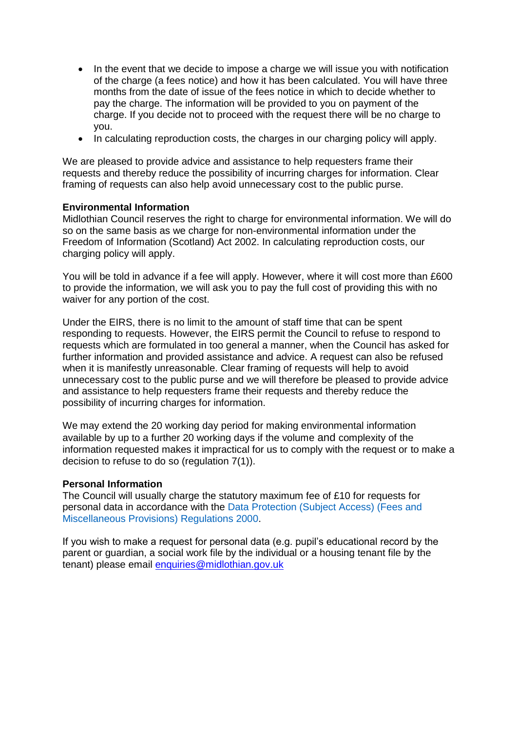- In the event that we decide to impose a charge we will issue you with notification of the charge (a fees notice) and how it has been calculated. You will have three months from the date of issue of the fees notice in which to decide whether to pay the charge. The information will be provided to you on payment of the charge. If you decide not to proceed with the request there will be no charge to you.
- In calculating reproduction costs, the charges in our charging policy will apply.

We are pleased to provide advice and assistance to help requesters frame their requests and thereby reduce the possibility of incurring charges for information. Clear framing of requests can also help avoid unnecessary cost to the public purse.

**Environmental Information**

Midlothian Council reserves the right to charge for environmental information. We will do so on the same basis as we charge for non-environmental information under the Freedom of Information (Scotland) Act 2002. In calculating reproduction costs, our charging policy will apply.

You will be told in advance if a fee will apply. However, where it will cost more than £600 to provide the information, we will ask you to pay the full cost of providing this with no waiver for any portion of the cost.

Under the EIRS, there is no limit to the amount of staff time that can be spent responding to requests. However, the EIRS permit the Council to refuse to respond to requests which are formulated in too general a manner, when the Council has asked for further information and provided assistance and advice. A request can also be refused when it is manifestly unreasonable. Clear framing of requests will help to avoid unnecessary cost to the public purse and we will therefore be pleased to provide advice and assistance to help requesters frame their requests and thereby reduce the possibility of incurring charges for information.

We may extend the 20 working day period for making environmental information available by up to a further 20 working days if the volume and complexity of the information requested makes it impractical for us to comply with the request or to make a decision to refuse to do so (regulation 7(1)).

**Personal Information**

The Council will usually charge the statutory maximum fee of £10 for requests for personal data in accordance with the Data Protection (Subject Access) (Fees and Miscellaneous Provisions) Regulations 2000.

If you wish to make a request for personal data (e.g. pupil's educational record by the parent or guardian, a social work file by the individual or a housing tenant file by the tenant) please email enquiries@midlothian.gov.uk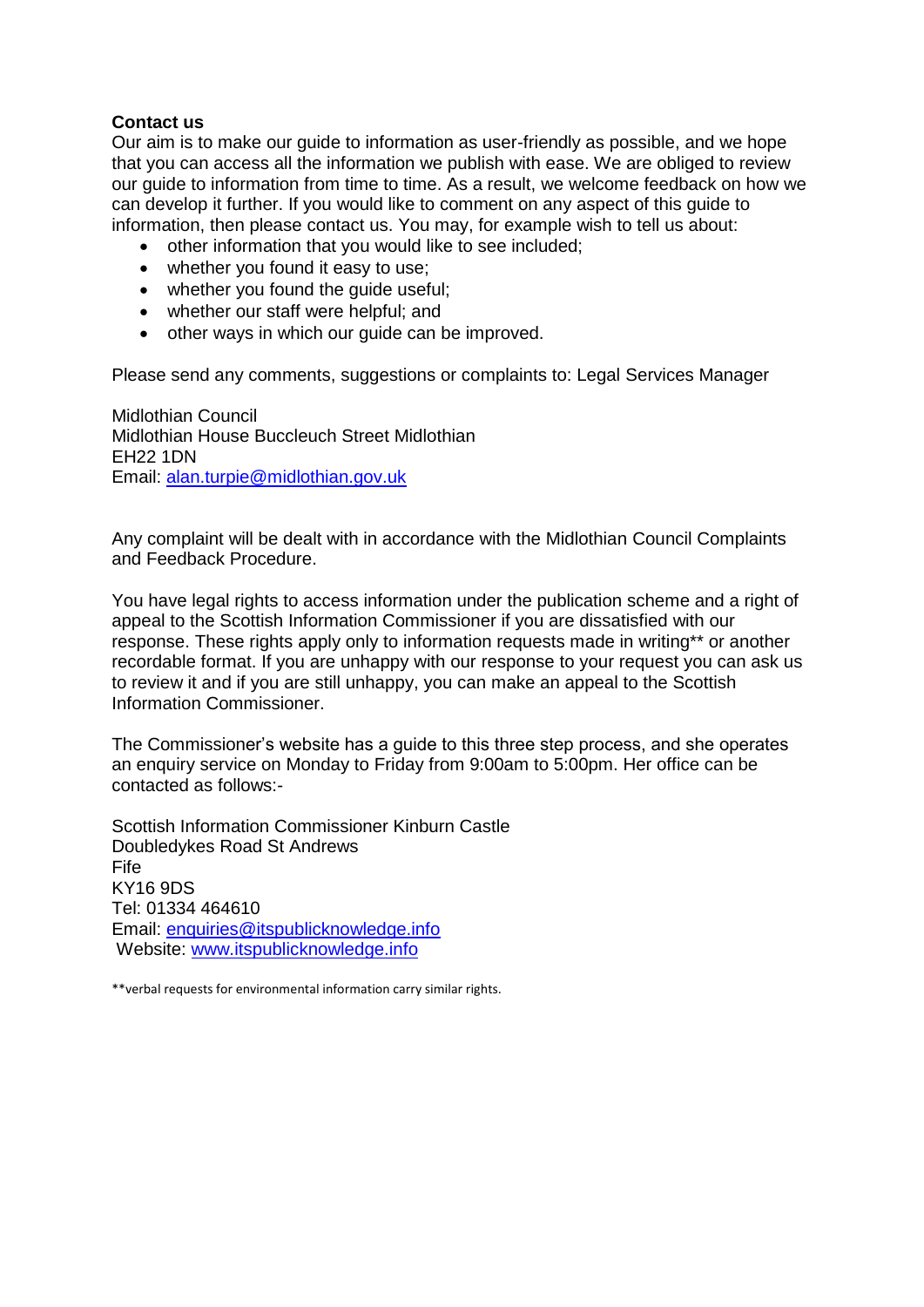**Contact us**

Our aim is to make our guide to information as user-friendly as possible, and we hope that you can access all the information we publish with ease. We are obliged to review our guide to information from time to time. As a result, we welcome feedback on how we can develop it further. If you would like to comment on any aspect of this guide to information, then please contact us. You may, for example wish to tell us about:

- other information that you would like to see included;
- whether you found it easy to use;
- whether you found the guide useful;
- whether our staff were helpful; and
- other ways in which our guide can be improved.

Please send any comments, suggestions or complaints to: Legal Services Manager

Midlothian Council
Midlothian House Buccleuch Street Midlothian
EH22 1DN
Email: alan.turpie@midlothian.gov.uk

Any complaint will be dealt with in accordance with the Midlothian Council Complaints and Feedback Procedure.

You have legal rights to access information under the publication scheme and a right of appeal to the Scottish Information Commissioner if you are dissatisfied with our response. These rights apply only to information requests made in writing** or another recordable format. If you are unhappy with our response to your request you can ask us to review it and if you are still unhappy, you can make an appeal to the Scottish Information Commissioner.

The Commissioner's website has a guide to this three step process, and she operates an enquiry service on Monday to Friday from 9:00am to 5:00pm. Her office can be contacted as follows:-

Scottish Information Commissioner Kinburn Castle
Doubledykes Road St Andrews
Fife
KY16 9DS
Tel: 01334 464610
Email: enquiries@itspublicknowledge.info
Website: www.itspublicknowledge.info

**verbal requests for environmental information carry similar rights.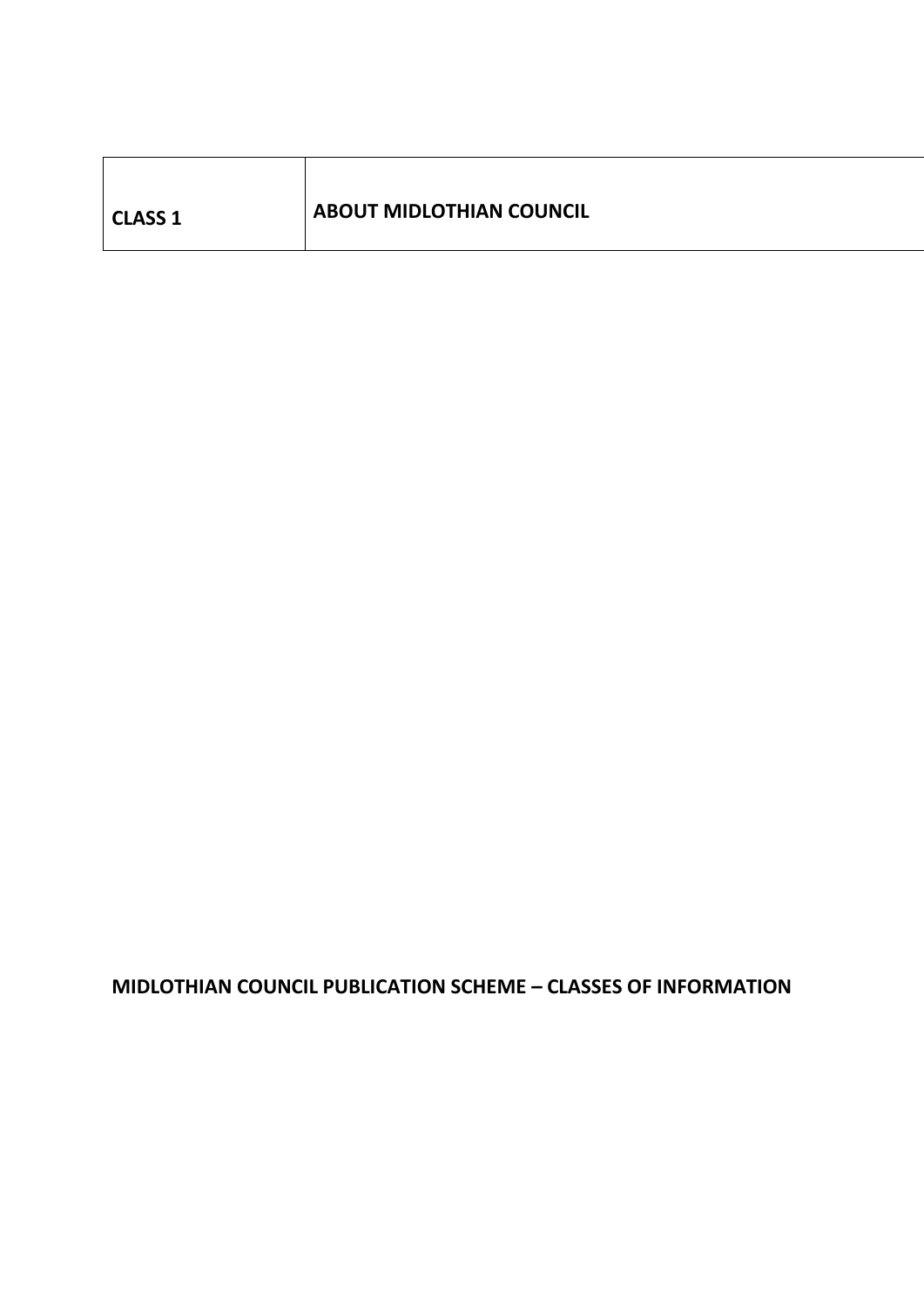| CLASS 1 | ABOUT MIDLOTHIAN COUNCIL |
|---|---|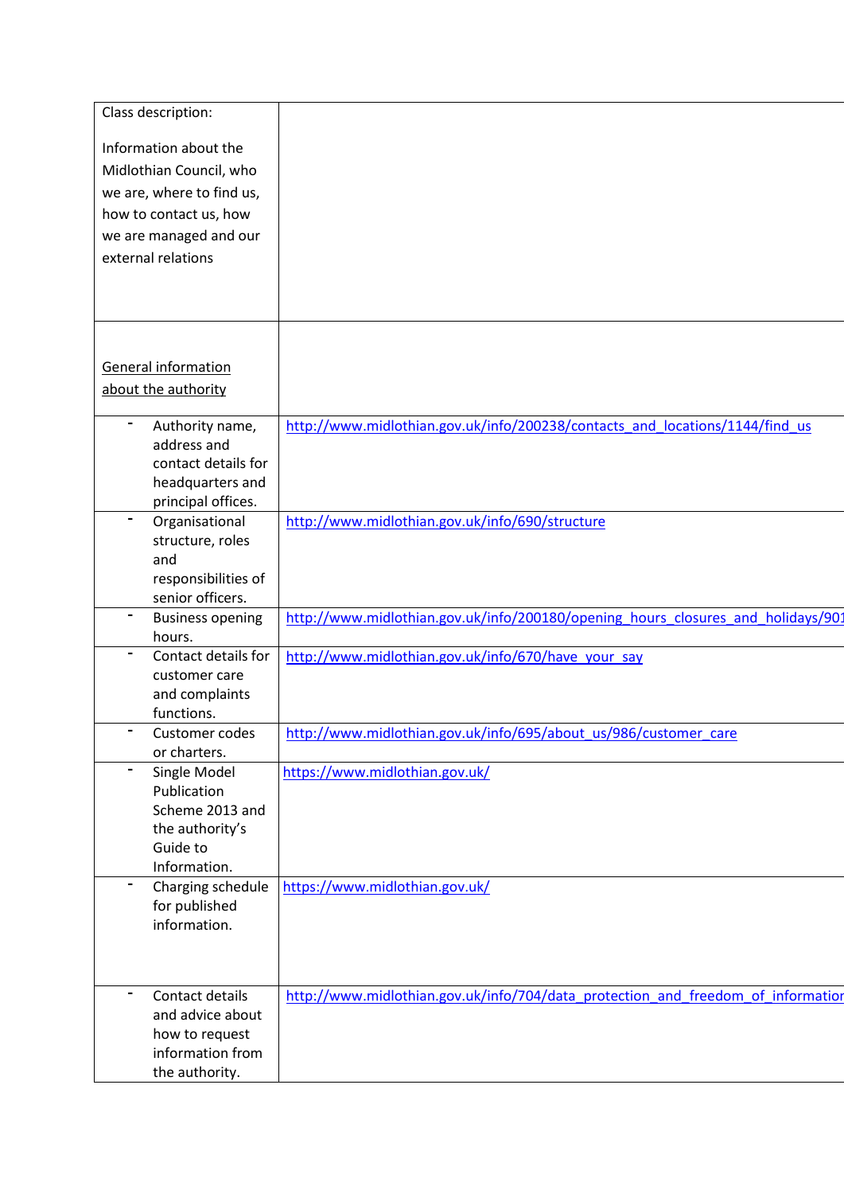| Class description:<br><br>Information about the Midlothian Council, who we are, where to find us, how to contact us, how we are managed and our external relations | |
|---|---|
| General information about the authority | |
| - Authority name, address and contact details for headquarters and principal offices. | http://www.midlothian.gov.uk/info/200238/contacts_and_locations/1144/find_us |
| - Organisational structure, roles and responsibilities of senior officers. | http://www.midlothian.gov.uk/info/690/structure |
| - Business opening hours. | http://www.midlothian.gov.uk/info/200180/opening_hours_closures_and_holidays/901 |
| - Contact details for customer care and complaints functions. | http://www.midlothian.gov.uk/info/670/have_your_say |
| - Customer codes or charters. | http://www.midlothian.gov.uk/info/695/about_us/986/customer_care |
| - Single Model Publication Scheme 2013 and the authority's Guide to Information. | https://www.midlothian.gov.uk/ |
| - Charging schedule for published information. | https://www.midlothian.gov.uk/ |
| - Contact details and advice about how to request information from the authority. | http://www.midlothian.gov.uk/info/704/data_protection_and_freedom_of_information |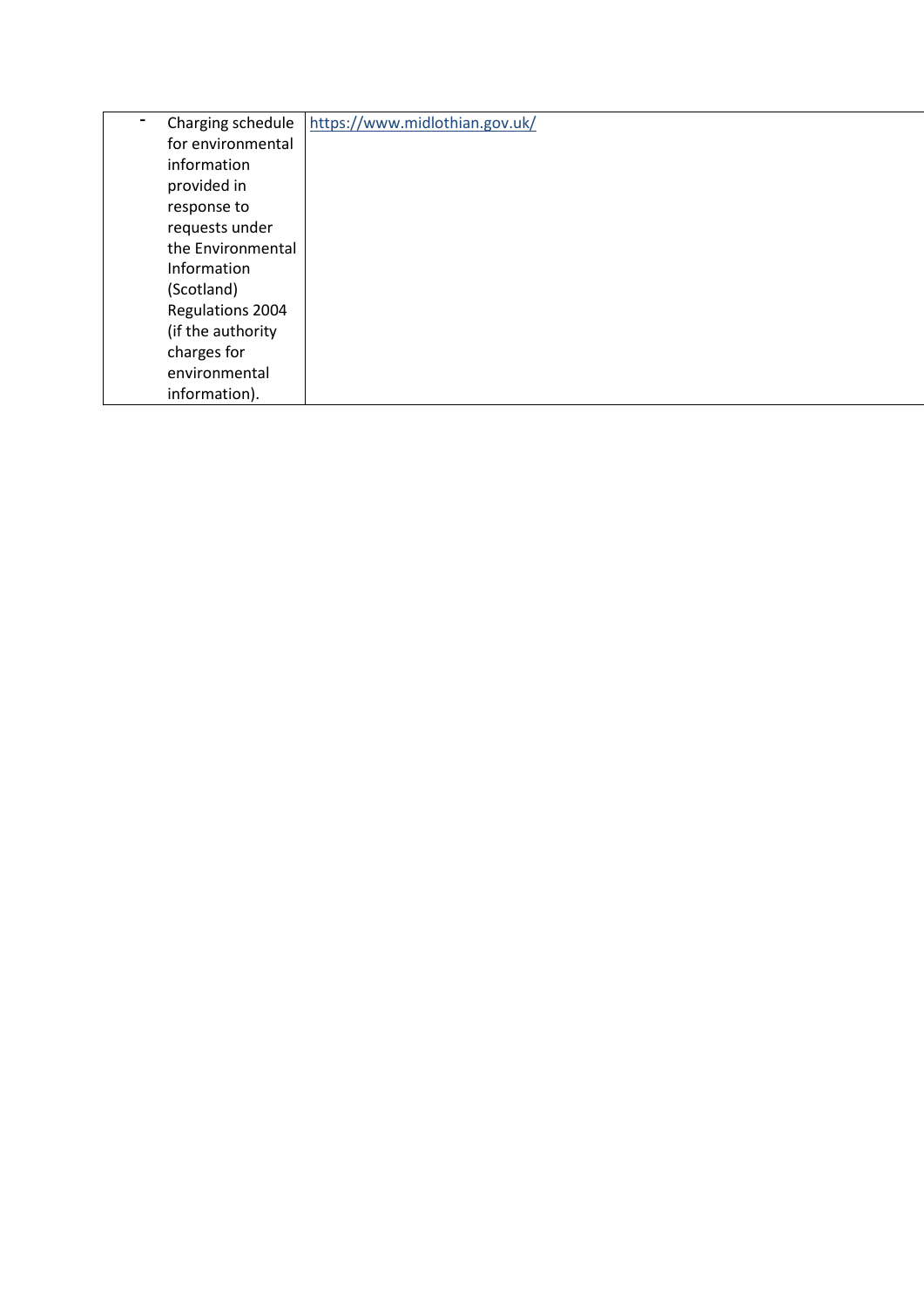| - | Charging schedule for environmental information provided in response to requests under the Environmental Information (Scotland) Regulations 2004 (if the authority charges for environmental information). | https://www.midlothian.gov.uk/ |
|---|---|---|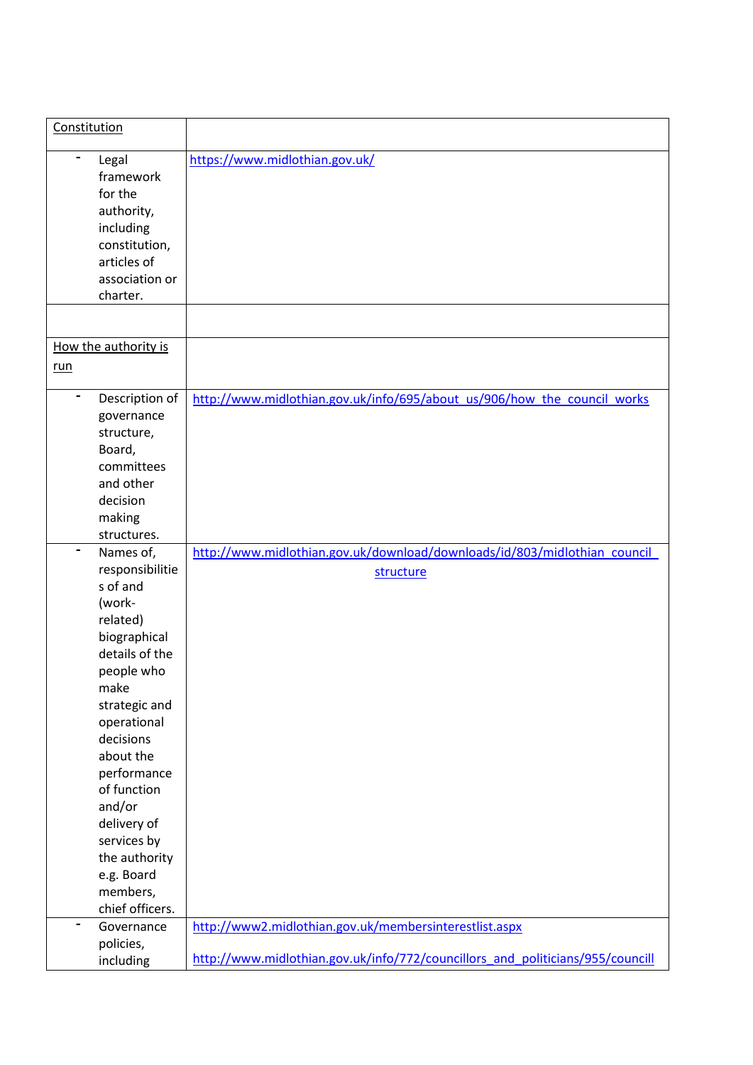| Constitution | |
|---|---|
| - Legal framework for the authority, including constitution, articles of association or charter. | https://www.midlothian.gov.uk/ |
| | |
| How the authority is run | |
| - Description of governance structure, Board, committees and other decision making structures. | http://www.midlothian.gov.uk/info/695/about_us/906/how_the_council_works |
| - Names of, responsibilities of and (work-related) biographical details of the people who make strategic and operational decisions about the performance of function and/or delivery of services by the authority e.g. Board members, chief officers. | http://www.midlothian.gov.uk/download/downloads/id/803/midlothian_council_structure |
| - Governance policies, including | http://www2.midlothian.gov.uk/membersinterestlist.aspx<br><br>http://www.midlothian.gov.uk/info/772/councillors_and_politicians/955/councill |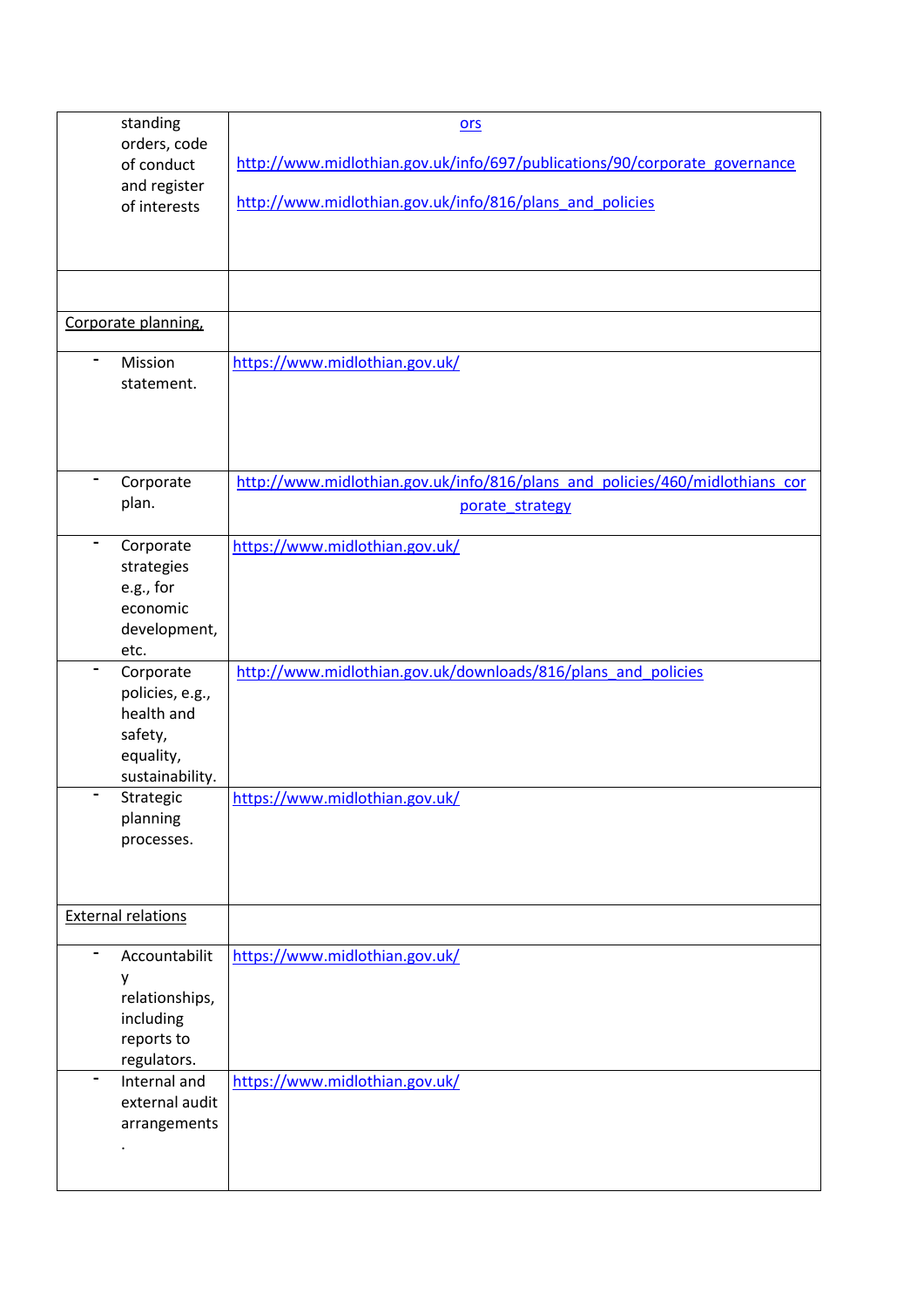| | |
|---|---|
| standing orders, code of conduct and register of interests | ors<br><br>http://www.midlothian.gov.uk/info/697/publications/90/corporate_governance<br><br>http://www.midlothian.gov.uk/info/816/plans_and_policies |
| | |
| Corporate planning, | |
| - Mission statement. | https://www.midlothian.gov.uk/ |
| - Corporate plan. | http://www.midlothian.gov.uk/info/816/plans_and_policies/460/midlothians_corporate_strategy |
| - Corporate strategies e.g., for economic development, etc. | https://www.midlothian.gov.uk/ |
| - Corporate policies, e.g., health and safety, equality, sustainability. | http://www.midlothian.gov.uk/downloads/816/plans_and_policies |
| - Strategic planning processes. | https://www.midlothian.gov.uk/ |
| External relations | |
| - Accountability relationships, including reports to regulators. | https://www.midlothian.gov.uk/ |
| - Internal and external audit arrangements. | https://www.midlothian.gov.uk/ |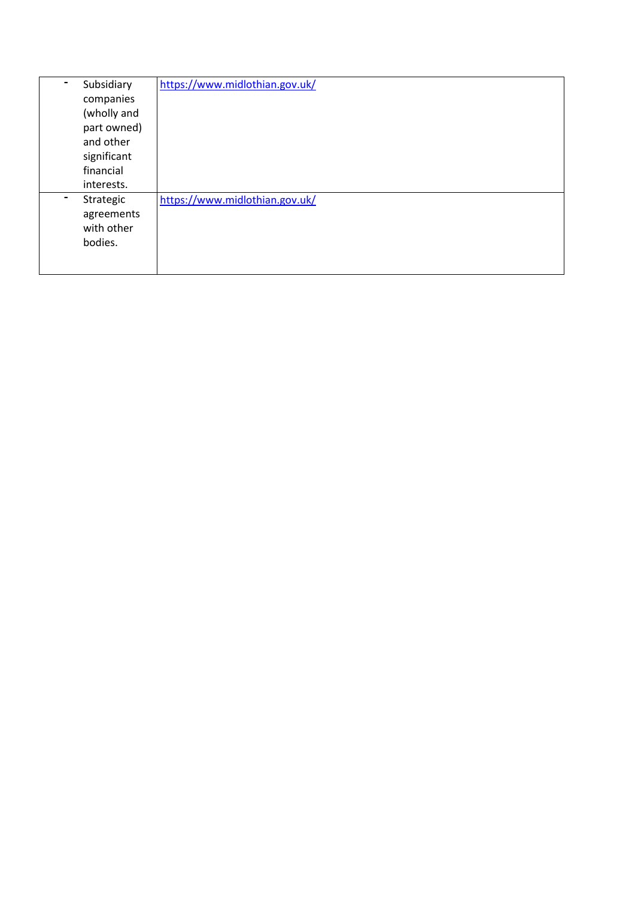| | |
|---|---|
| - Subsidiary companies (wholly and part owned) and other significant financial interests. | https://www.midlothian.gov.uk/ |
| - Strategic agreements with other bodies. | https://www.midlothian.gov.uk/ |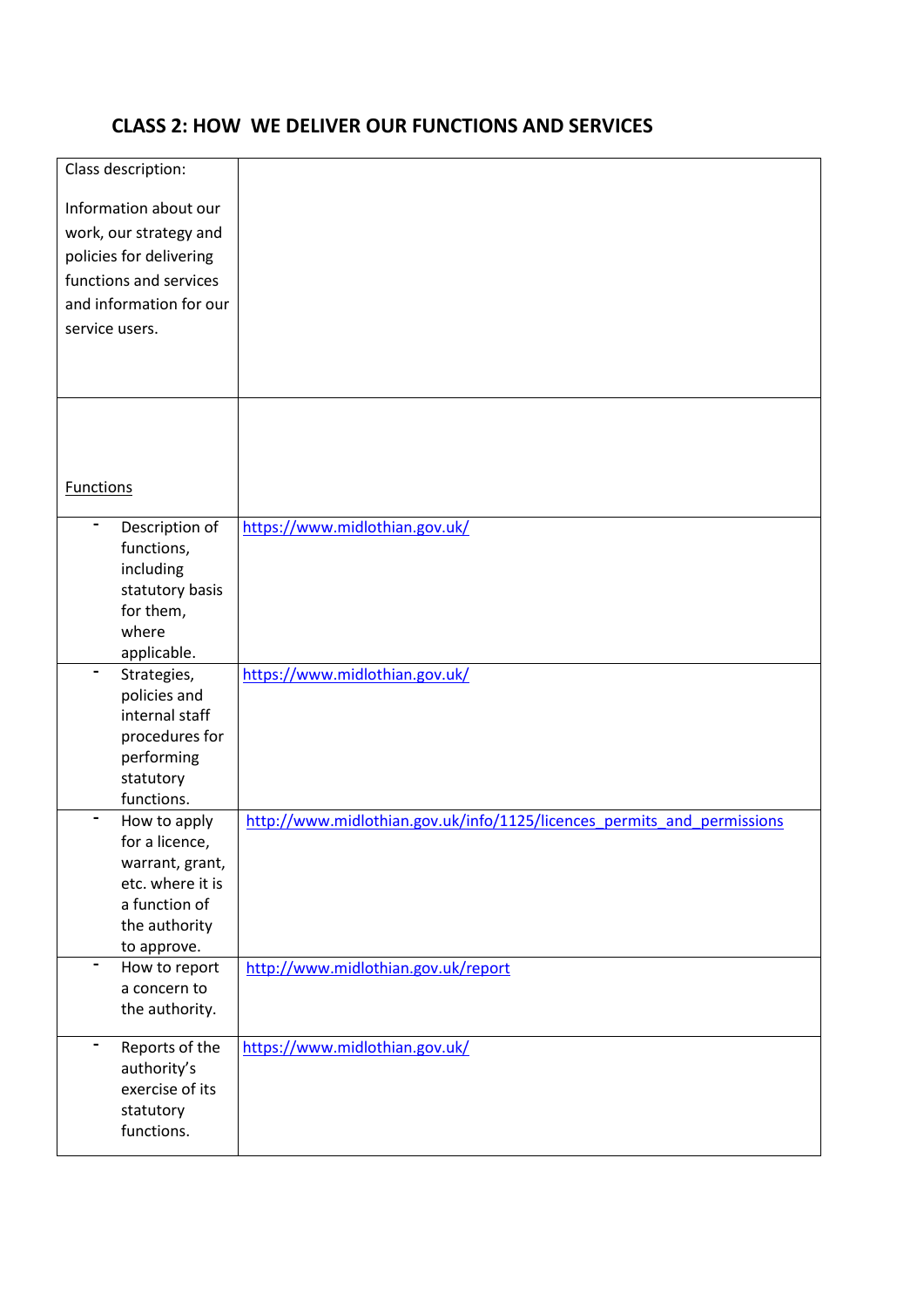## CLASS 2: HOW WE DELIVER OUR FUNCTIONS AND SERVICES

| Class description:<br><br>Information about our work, our strategy and policies for delivering functions and services and information for our service users. | |
|---|---|
| Functions | |
| - Description of functions, including statutory basis for them, where applicable. | https://www.midlothian.gov.uk/ |
| - Strategies, policies and internal staff procedures for performing statutory functions. | https://www.midlothian.gov.uk/ |
| - How to apply for a licence, warrant, grant, etc. where it is a function of the authority to approve. | http://www.midlothian.gov.uk/info/1125/licences_permits_and_permissions |
| - How to report a concern to the authority. | http://www.midlothian.gov.uk/report |
| - Reports of the authority's exercise of its statutory functions. | https://www.midlothian.gov.uk/ |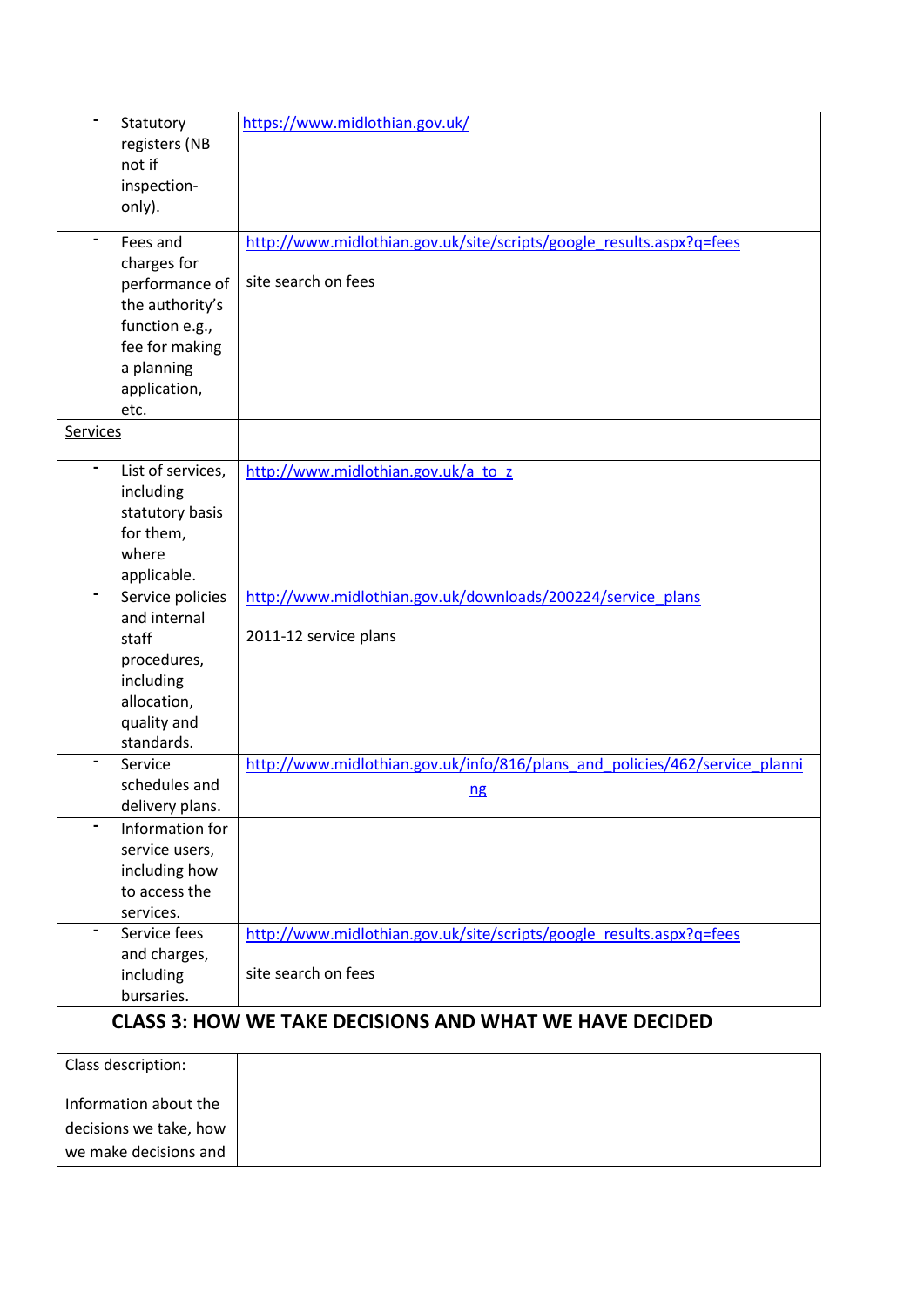| | |
|---|---|
| - Statutory registers (NB not if inspection-only). | https://www.midlothian.gov.uk/ |
| - Fees and charges for performance of the authority's function e.g., fee for making a planning application, etc. | http://www.midlothian.gov.uk/site/scripts/google_results.aspx?q=fees<br><br>site search on fees |
| Services | |
| - List of services, including statutory basis for them, where applicable. | http://www.midlothian.gov.uk/a_to_z |
| - Service policies and internal staff procedures, including allocation, quality and standards. | http://www.midlothian.gov.uk/downloads/200224/service_plans<br><br>2011-12 service plans |
| - Service schedules and delivery plans. | http://www.midlothian.gov.uk/info/816/plans_and_policies/462/service_planning |
| - Information for service users, including how to access the services. | |
| - Service fees and charges, including bursaries. | http://www.midlothian.gov.uk/site/scripts/google_results.aspx?q=fees<br><br>site search on fees |

## CLASS 3: HOW WE TAKE DECISIONS AND WHAT WE HAVE DECIDED

| | |
|---|---|
| Class description:<br><br>Information about the decisions we take, how we make decisions and | |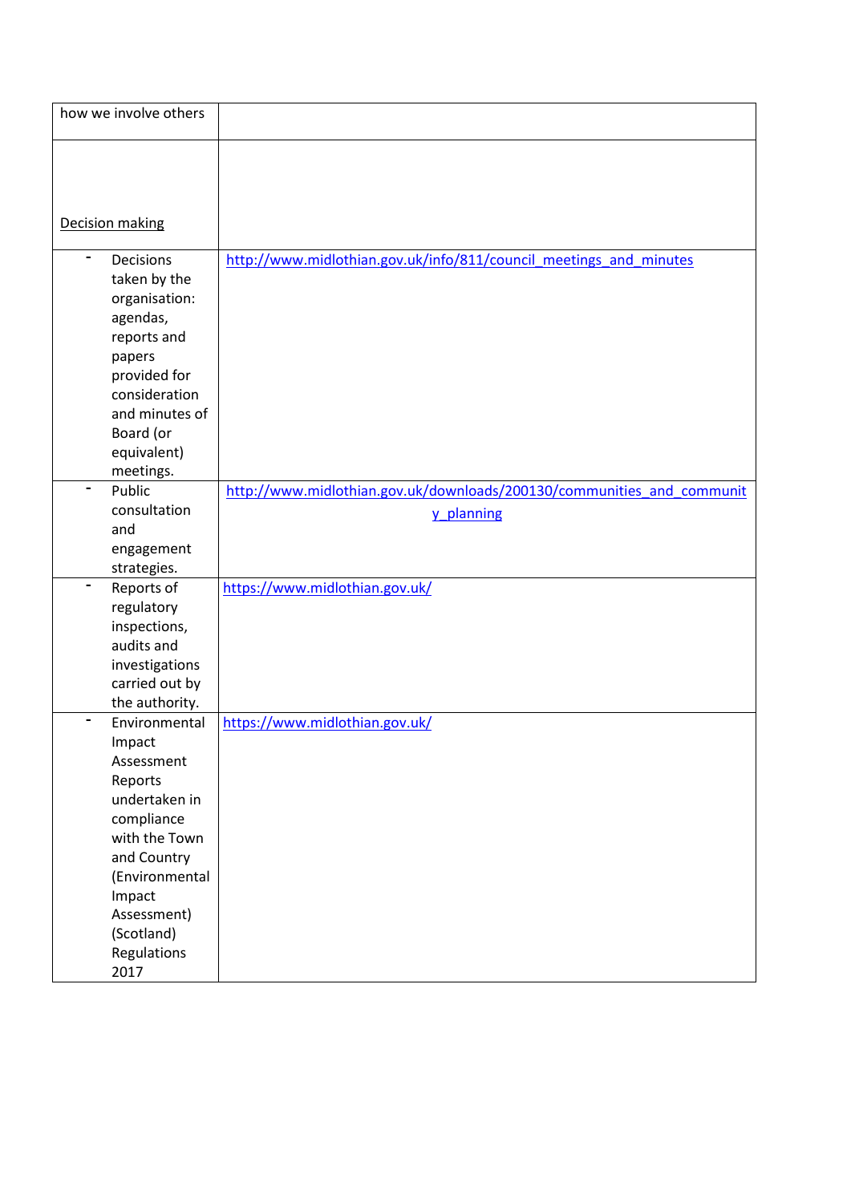| how we involve others | |
|---|---|
| Decision making | |
| - Decisions taken by the organisation: agendas, reports and papers provided for consideration and minutes of Board (or equivalent) meetings. | http://www.midlothian.gov.uk/info/811/council_meetings_and_minutes |
| - Public consultation and engagement strategies. | http://www.midlothian.gov.uk/downloads/200130/communities_and_community_planning |
| - Reports of regulatory inspections, audits and investigations carried out by the authority. | https://www.midlothian.gov.uk/ |
| - Environmental Impact Assessment Reports undertaken in compliance with the Town and Country (Environmental Impact Assessment) (Scotland) Regulations 2017 | https://www.midlothian.gov.uk/ |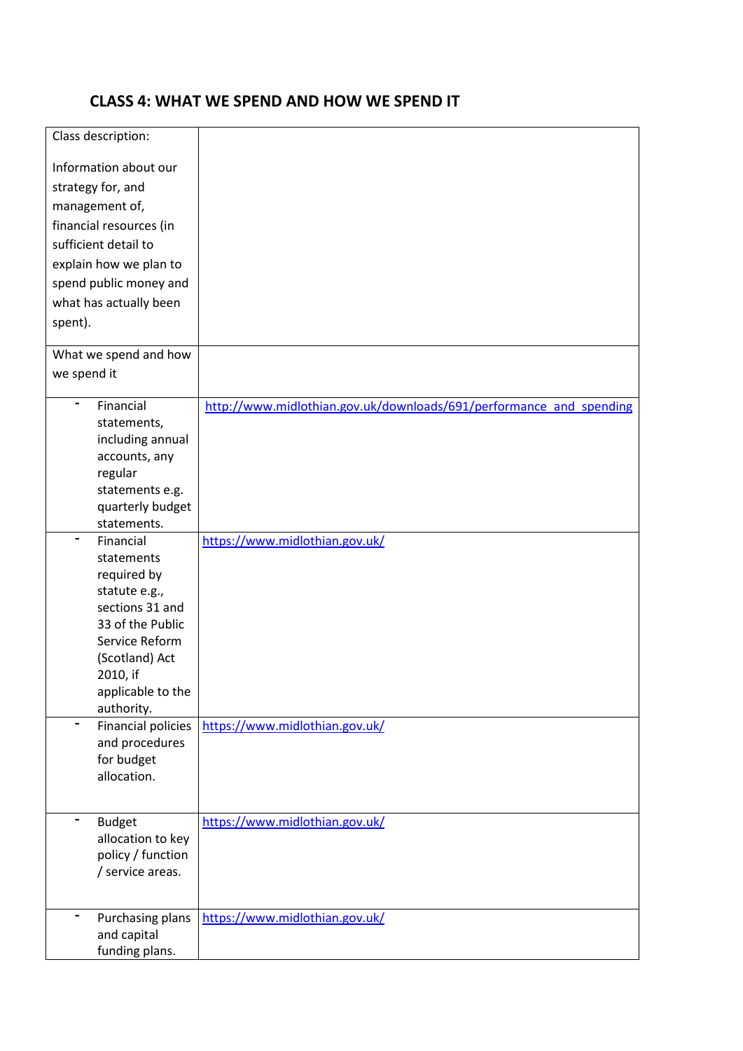## CLASS 4: WHAT WE SPEND AND HOW WE SPEND IT

| Class description:<br><br>Information about our strategy for, and management of, financial resources (in sufficient detail to explain how we plan to spend public money and what has actually been spent). | |
|---|---|
| What we spend and how we spend it | |
| - Financial statements, including annual accounts, any regular statements e.g. quarterly budget statements. | http://www.midlothian.gov.uk/downloads/691/performance_and_spending |
| - Financial statements required by statute e.g., sections 31 and 33 of the Public Service Reform (Scotland) Act 2010, if applicable to the authority. | https://www.midlothian.gov.uk/ |
| - Financial policies and procedures for budget allocation. | https://www.midlothian.gov.uk/ |
| - Budget allocation to key policy / function / service areas. | https://www.midlothian.gov.uk/ |
| - Purchasing plans and capital funding plans. | https://www.midlothian.gov.uk/ |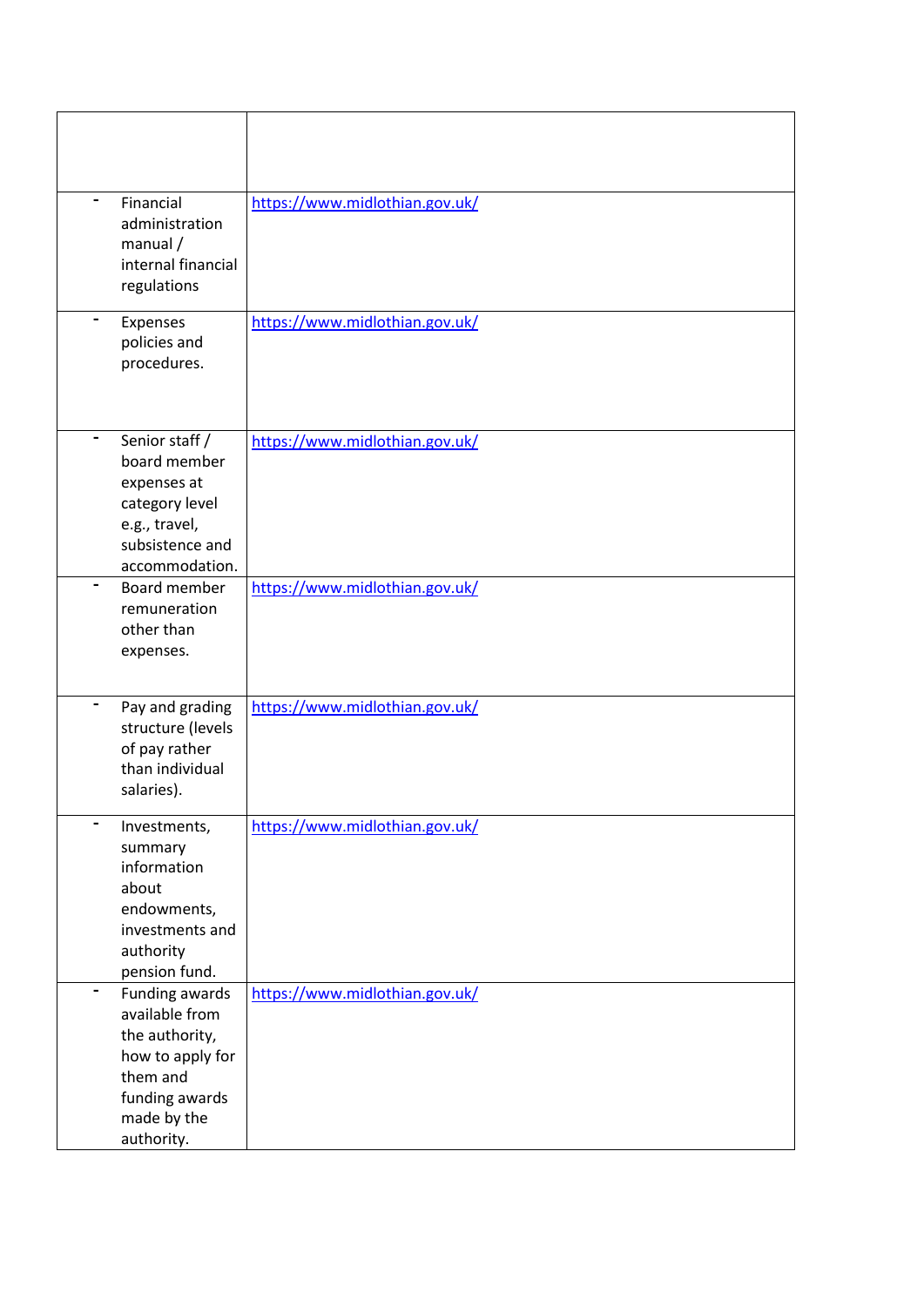| | |
|---|---|
| - Financial administration manual / internal financial regulations | https://www.midlothian.gov.uk/ |
| - Expenses policies and procedures. | https://www.midlothian.gov.uk/ |
| - Senior staff / board member expenses at category level e.g., travel, subsistence and accommodation. | https://www.midlothian.gov.uk/ |
| - Board member remuneration other than expenses. | https://www.midlothian.gov.uk/ |
| - Pay and grading structure (levels of pay rather than individual salaries). | https://www.midlothian.gov.uk/ |
| - Investments, summary information about endowments, investments and authority pension fund. | https://www.midlothian.gov.uk/ |
| - Funding awards available from the authority, how to apply for them and funding awards made by the authority. | https://www.midlothian.gov.uk/ |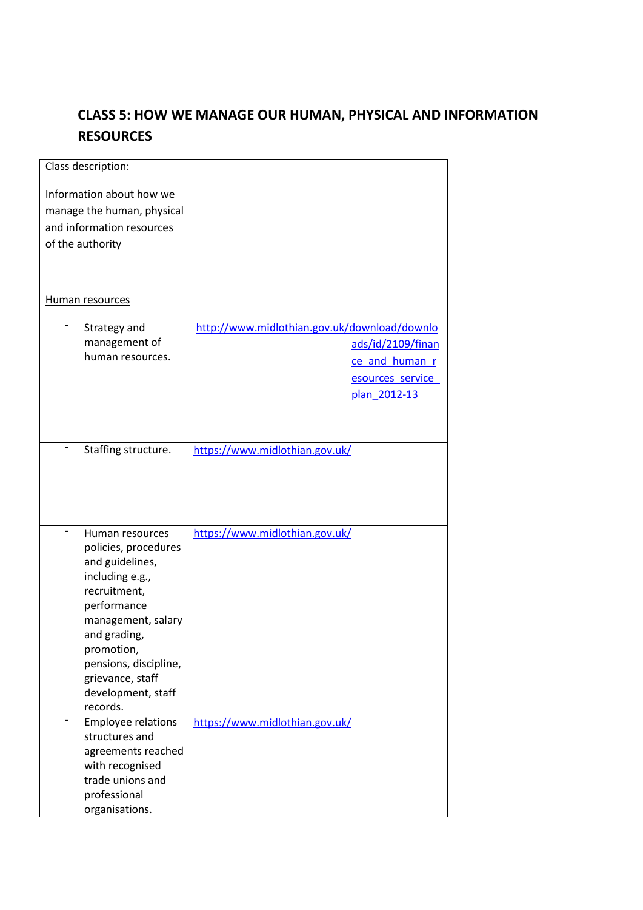## CLASS 5: HOW WE MANAGE OUR HUMAN, PHYSICAL AND INFORMATION RESOURCES

| Class description:<br><br>Information about how we manage the human, physical and information resources of the authority | |
|---|---|
| Human resources | |
| - Strategy and management of human resources. | http://www.midlothian.gov.uk/download/downloads/id/2109/finance_and_human_resources_service_plan_2012-13 |
| - Staffing structure. | https://www.midlothian.gov.uk/ |
| - Human resources policies, procedures and guidelines, including e.g., recruitment, performance management, salary and grading, promotion, pensions, discipline, grievance, staff development, staff records. | https://www.midlothian.gov.uk/ |
| - Employee relations structures and agreements reached with recognised trade unions and professional organisations. | https://www.midlothian.gov.uk/ |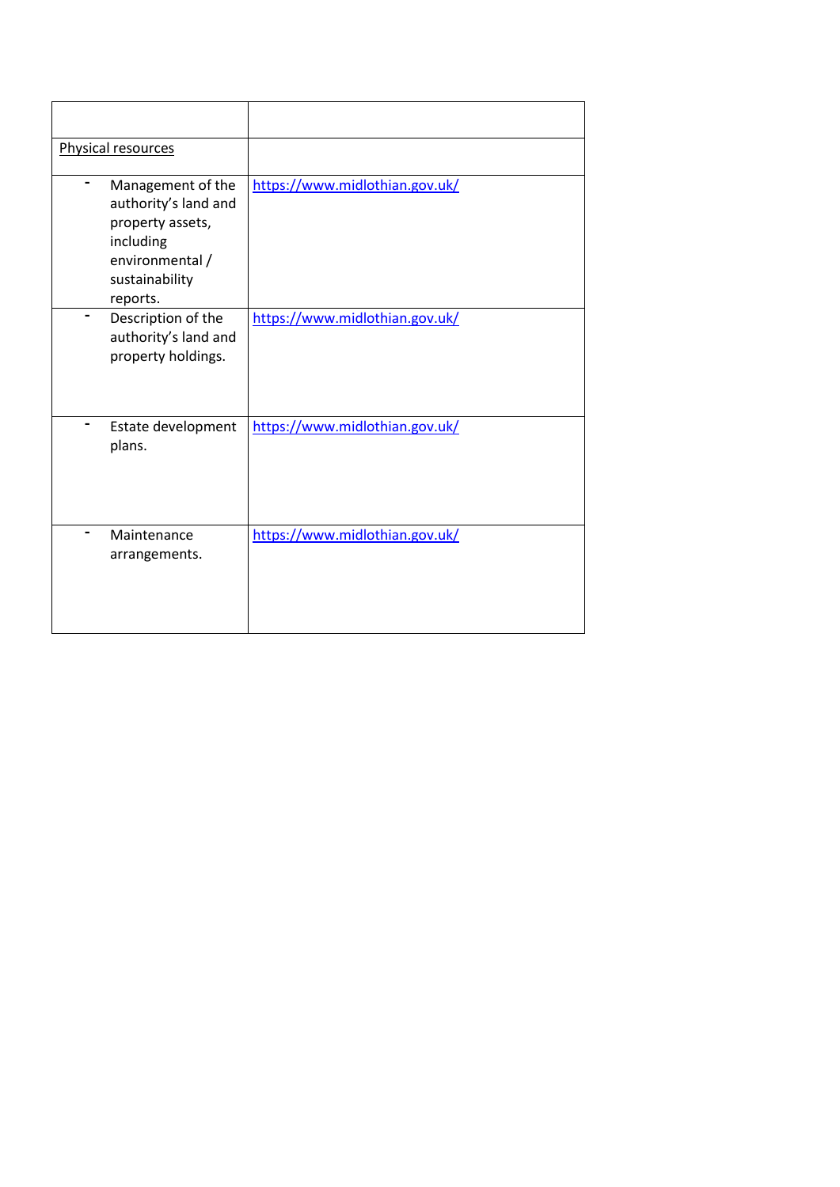| | |
|---|---|
| Physical resources | |
| - Management of the authority's land and property assets, including environmental / sustainability reports. | https://www.midlothian.gov.uk/ |
| - Description of the authority's land and property holdings. | https://www.midlothian.gov.uk/ |
| - Estate development plans. | https://www.midlothian.gov.uk/ |
| - Maintenance arrangements. | https://www.midlothian.gov.uk/ |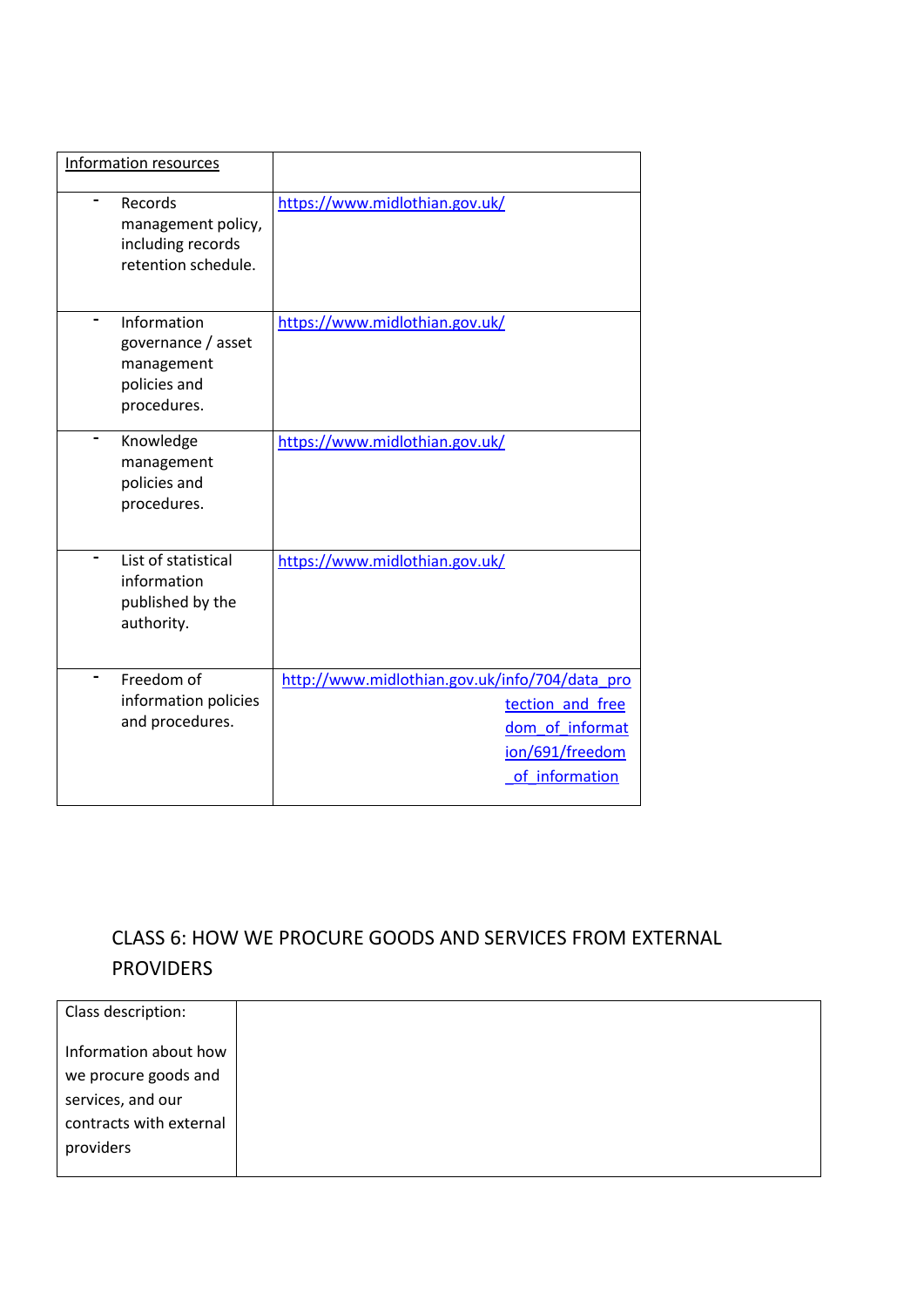| Information resources | |
|---|---|
| - Records management policy, including records retention schedule. | https://www.midlothian.gov.uk/ |
| - Information governance / asset management policies and procedures. | https://www.midlothian.gov.uk/ |
| - Knowledge management policies and procedures. | https://www.midlothian.gov.uk/ |
| - List of statistical information published by the authority. | https://www.midlothian.gov.uk/ |
| - Freedom of information policies and procedures. | http://www.midlothian.gov.uk/info/704/data_protection_and_freedom_of_information/691/freedom_of_information |

## CLASS 6: HOW WE PROCURE GOODS AND SERVICES FROM EXTERNAL PROVIDERS

| Class description:<br><br>Information about how we procure goods and services, and our contracts with external providers | |
|---|---|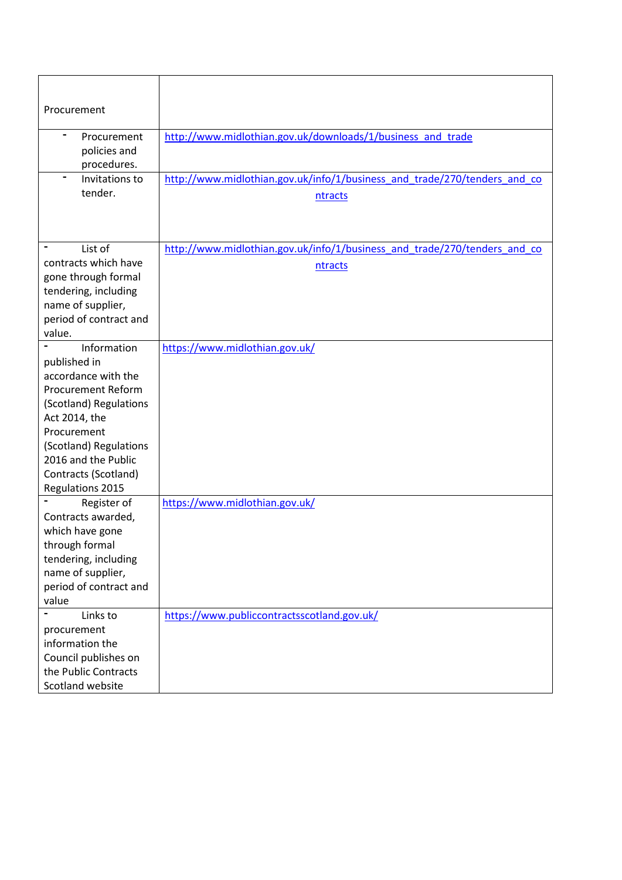| Procurement | |
|---|---|
| - Procurement policies and procedures. | http://www.midlothian.gov.uk/downloads/1/business_and_trade |
| - Invitations to tender. | http://www.midlothian.gov.uk/info/1/business_and_trade/270/tenders_and_contracts |
| - List of contracts which have gone through formal tendering, including name of supplier, period of contract and value. | http://www.midlothian.gov.uk/info/1/business_and_trade/270/tenders_and_contracts |
| - Information published in accordance with the Procurement Reform (Scotland) Regulations Act 2014, the Procurement (Scotland) Regulations 2016 and the Public Contracts (Scotland) Regulations 2015 | https://www.midlothian.gov.uk/ |
| - Register of Contracts awarded, which have gone through formal tendering, including name of supplier, period of contract and value | https://www.midlothian.gov.uk/ |
| - Links to procurement information the Council publishes on the Public Contracts Scotland website | https://www.publiccontractsscotland.gov.uk/ |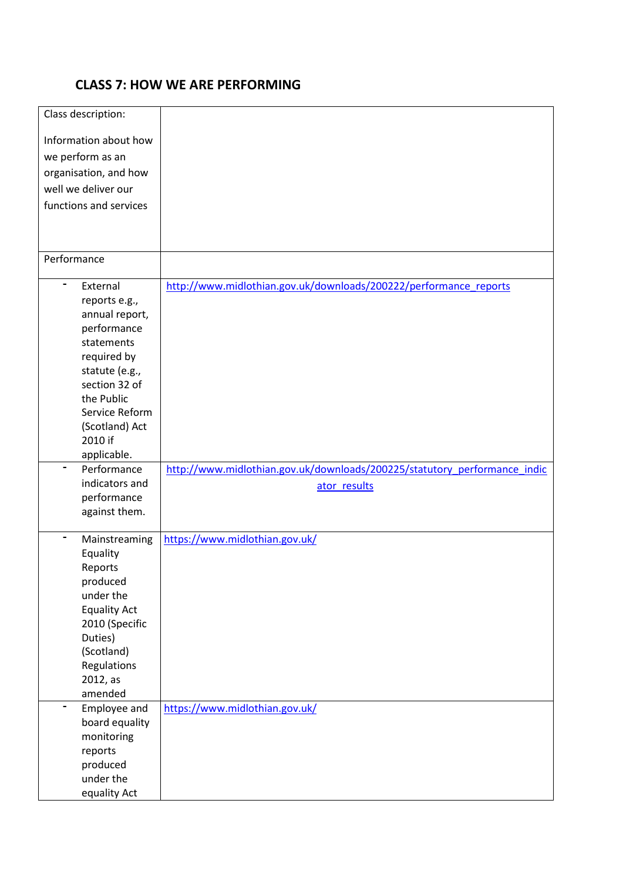## CLASS 7: HOW WE ARE PERFORMING

| Class description:<br><br>Information about how we perform as an organisation, and how well we deliver our functions and services | |
|---|---|
| Performance | |
| - External reports e.g., annual report, performance statements required by statute (e.g., section 32 of the Public Service Reform (Scotland) Act 2010 if applicable. | http://www.midlothian.gov.uk/downloads/200222/performance_reports |
| - Performance indicators and performance against them. | http://www.midlothian.gov.uk/downloads/200225/statutory_performance_indicator_results |
| - Mainstreaming Equality Reports produced under the Equality Act 2010 (Specific Duties) (Scotland) Regulations 2012, as amended | https://www.midlothian.gov.uk/ |
| - Employee and board equality monitoring reports produced under the equality Act | https://www.midlothian.gov.uk/ |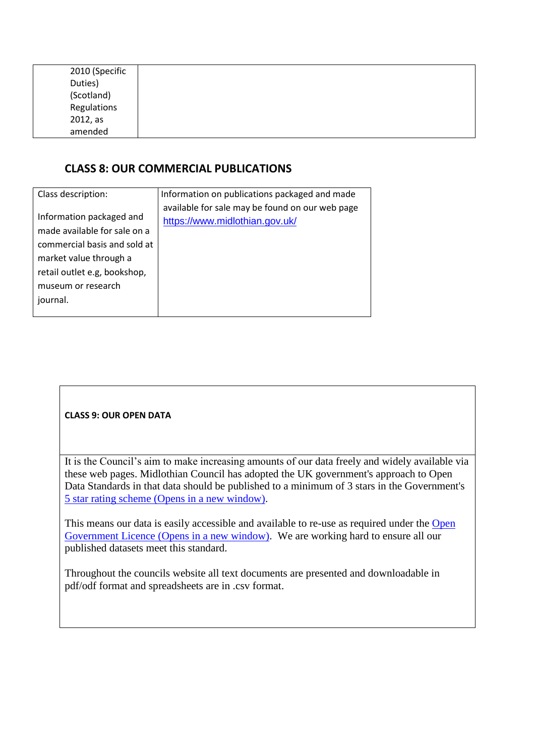| | |
|---|---|
| 2010 (Specific Duties) (Scotland) Regulations 2012, as amended | |

## CLASS 8: OUR COMMERCIAL PUBLICATIONS

| | |
|---|---|
| Class description:<br><br>Information packaged and made available for sale on a commercial basis and sold at market value through a retail outlet e.g, bookshop, museum or research journal. | Information on publications packaged and made available for sale may be found on our web page https://www.midlothian.gov.uk/ |

| |
|---|
| **CLASS 9: OUR OPEN DATA** |
| It is the Council's aim to make increasing amounts of our data freely and widely available via these web pages. Midlothian Council has adopted the UK government's approach to Open Data Standards in that data should be published to a minimum of 3 stars in the Government's 5 star rating scheme (Opens in a new window).<br><br>This means our data is easily accessible and available to re-use as required under the Open Government Licence (Opens in a new window). We are working hard to ensure all our published datasets meet this standard.<br><br>Throughout the councils website all text documents are presented and downloadable in pdf/odf format and spreadsheets are in .csv format. |